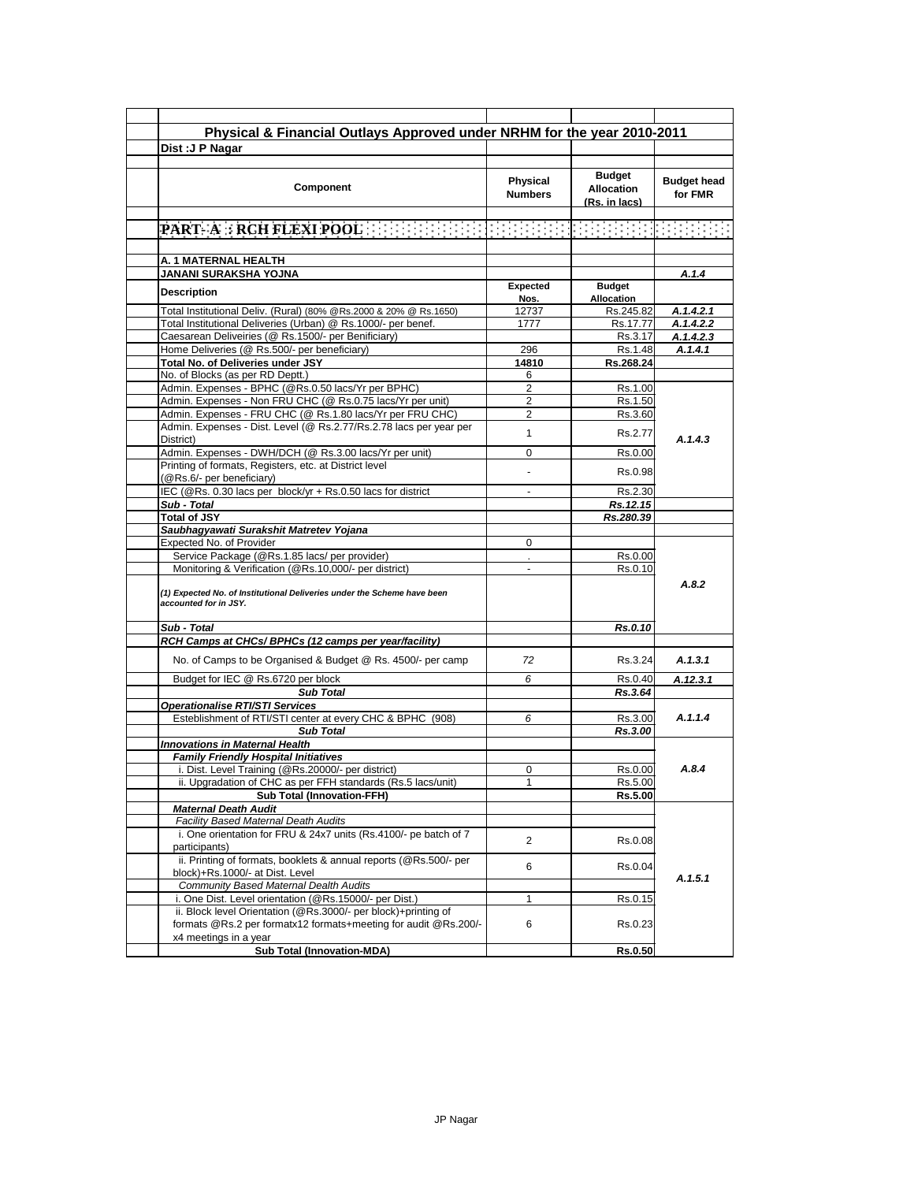## Physical & Financial Outlays Approved under NRHM for the year 2010-2011

**Dist :J P Nagar**

| Component | Physical Numbers | Budget Allocation (Rs. in lacs) | Budget head for FMR |
|---|---|---|---|
| **PART- A : RCH FLEXI POOL** | | | |
| **A. 1 MATERNAL HEALTH** | | | |
| **JANANI SURAKSHA YOJNA** | | | *A.1.4* |
| **Description** | **Expected Nos.** | **Budget Allocation** | |
| Total Institutional Deliv. (Rural) (80% @Rs.2000 & 20% @ Rs.1650) | 12737 | Rs.245.82 | *A.1.4.2.1* |
| Total Institutional Deliveries (Urban) @ Rs.1000/- per benef. | 1777 | Rs.17.77 | *A.1.4.2.2* |
| Caesarean Deliveiries (@ Rs.1500/- per Benificiary) | | Rs.3.17 | *A.1.4.2.3* |
| Home Deliveries (@ Rs.500/- per beneficiary) | 296 | Rs.1.48 | *A.1.4.1* |
| **Total No. of Deliveries under JSY** | **14810** | **Rs.268.24** | |
| No. of Blocks (as per RD Deptt.) | 6 | | |
| Admin. Expenses - BPHC (@Rs.0.50 lacs/Yr per BPHC) | 2 | Rs.1.00 | *A.1.4.3* |
| Admin. Expenses - Non FRU CHC (@ Rs.0.75 lacs/Yr per unit) | 2 | Rs.1.50 | |
| Admin. Expenses - FRU CHC (@ Rs.1.80 lacs/Yr per FRU CHC) | 2 | Rs.3.60 | |
| Admin. Expenses - Dist. Level (@ Rs.2.77/Rs.2.78 lacs per year per District) | 1 | Rs.2.77 | |
| Admin. Expenses - DWH/DCH (@ Rs.3.00 lacs/Yr per unit) | 0 | Rs.0.00 | |
| Printing of formats, Registers, etc. at District level (@Rs.6/- per beneficiary) | - | Rs.0.98 | |
| IEC (@Rs. 0.30 lacs per block/yr + Rs.0.50 lacs for district | - | Rs.2.30 | |
| ***Sub - Total*** | | ***Rs.12.15*** | |
| ***Total of JSY*** | | ***Rs.280.39*** | |
| ***Saubhagyawati Surakshit Matretev Yojana*** | | | |
| Expected No. of Provider | 0 | | *A.8.2* |
| Service Package (@Rs.1.85 lacs/ per provider) | . | Rs.0.00 | |
| Monitoring & Verification (@Rs.10,000/- per district) | - | Rs.0.10 | |
| ***(1) Expected No. of Institutional Deliveries under the Scheme have been accounted for in JSY.*** | | | |
| ***Sub - Total*** | | ***Rs.0.10*** | |
| ***RCH Camps at CHCs/ BPHCs (12 camps per year/facility)*** | | | |
| No. of Camps to be Organised & Budget @ Rs. 4500/- per camp | *72* | Rs.3.24 | *A.1.3.1* |
| Budget for IEC @ Rs.6720 per block | *6* | Rs.0.40 | *A.12.3.1* |
| ***Sub Total*** | | ***Rs.3.64*** | |
| ***Operationalise RTI/STI Services*** | | | |
| Esteblishment of RTI/STI center at every CHC & BPHC (908) | *6* | Rs.3.00 | *A.1.1.4* |
| ***Sub Total*** | | ***Rs.3.00*** | |
| ***Innovations in Maternal Health*** | | | *A.8.4* |
| ***Family Friendly Hospital Initiatives*** | | | |
| i. Dist. Level Training (@Rs.20000/- per district) | 0 | Rs.0.00 | |
| ii. Upgradation of CHC as per FFH standards (Rs.5 lacs/unit) | 1 | Rs.5.00 | |
| **Sub Total (Innovation-FFH)** | | **Rs.5.00** | |
| ***Maternal Death Audit*** | | | *A.1.5.1* |
| *Facility Based Maternal Death Audits* | | | |
| i. One orientation for FRU & 24x7 units (Rs.4100/- pe batch of 7 participants) | 2 | Rs.0.08 | |
| ii. Printing of formats, booklets & annual reports (@Rs.500/- per block)+Rs.1000/- at Dist. Level | 6 | Rs.0.04 | |
| *Community Based Maternal Dealth Audits* | | | |
| i. One Dist. Level orientation (@Rs.15000/- per Dist.) | 1 | Rs.0.15 | |
| ii. Block level Orientation (@Rs.3000/- per block)+printing of formats @Rs.2 per formatx12 formats+meeting for audit @Rs.200/- x4 meetings in a year | 6 | Rs.0.23 | |
| **Sub Total (Innovation-MDA)** | | **Rs.0.50** | |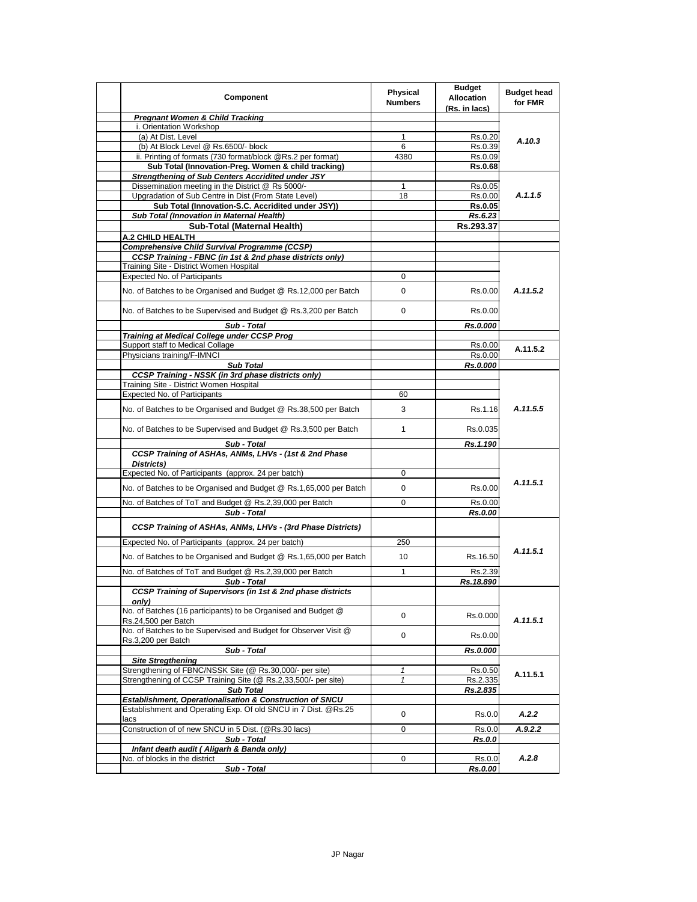| Component | Physical Numbers | Budget Allocation (Rs. in lacs) | Budget head for FMR |
|---|---|---|---|
| ***Pregnant Women & Child Tracking*** | | | |
| i. Orientation Workshop | | | A.10.3 |
| (a) At Dist. Level | 1 | Rs.0.20 | |
| (b) At Block Level @ Rs.6500/- block | 6 | Rs.0.39 | |
| ii. Printing of formats (730 format/block @Rs.2 per format) | 4380 | Rs.0.09 | |
| **Sub Total (Innovation-Preg. Women & child tracking)** | | **Rs.0.68** | |
| ***Strengthening of Sub Centers Accridited under JSY*** | | | A.1.1.5 |
| Dissemination meeting in the District @ Rs 5000/- | 1 | Rs.0.05 | |
| Upgradation of Sub Centre in Dist (From State Level) | 18 | Rs.0.00 | |
| **Sub Total (Innovation-S.C. Accridited under JSY))** | | **Rs.0.05** | |
| ***Sub Total (Innovation in Maternal Health)*** | | ***Rs.6.23*** | |
| **Sub-Total (Maternal Health)** | | **Rs.293.37** | |
| **A.2 CHILD HEALTH** | | | |
| ***Comprehensive Child Survival Programme (CCSP)*** | | | |
| ***CCSP Training - FBNC (in 1st & 2nd phase districts only)*** | | | A.11.5.2 |
| Training Site - District Women Hospital | | | |
| Expected No. of Participants | 0 | | |
| No. of Batches to be Organised and Budget @ Rs.12,000 per Batch | 0 | Rs.0.00 | |
| No. of Batches to be Supervised and Budget @ Rs.3,200 per Batch | 0 | Rs.0.00 | |
| ***Sub - Total*** | | ***Rs.0.000*** | |
| ***Training at Medical College under CCSP Prog*** | | | |
| Support staff to Medical Collage | | Rs.0.00 | A.11.5.2 |
| Physicians training/F-IMNCI | | Rs.0.00 | |
| ***Sub Total*** | | ***Rs.0.000*** | |
| ***CCSP Training - NSSK (in 3rd phase districts only)*** | | | A.11.5.5 |
| Training Site - District Women Hospital | | | |
| Expected No. of Participants | 60 | | |
| No. of Batches to be Organised and Budget @ Rs.38,500 per Batch | 3 | Rs.1.16 | |
| No. of Batches to be Supervised and Budget @ Rs.3,500 per Batch | 1 | Rs.0.035 | |
| ***Sub - Total*** | | ***Rs.1.190*** | |
| ***CCSP Training of ASHAs, ANMs, LHVs - (1st & 2nd Phase Districts)*** | | | A.11.5.1 |
| Expected No. of Participants (approx. 24 per batch) | 0 | | |
| No. of Batches to be Organised and Budget @ Rs.1,65,000 per Batch | 0 | Rs.0.00 | |
| No. of Batches of ToT and Budget @ Rs.2,39,000 per Batch | 0 | Rs.0.00 | |
| ***Sub - Total*** | | ***Rs.0.00*** | |
| ***CCSP Training of ASHAs, ANMs, LHVs - (3rd Phase Districts)*** | | | A.11.5.1 |
| Expected No. of Participants (approx. 24 per batch) | 250 | | |
| No. of Batches to be Organised and Budget @ Rs.1,65,000 per Batch | 10 | Rs.16.50 | |
| No. of Batches of ToT and Budget @ Rs.2,39,000 per Batch | 1 | Rs.2.39 | |
| ***Sub - Total*** | | ***Rs.18.890*** | |
| ***CCSP Training of Supervisors (in 1st & 2nd phase districts only)*** | | | A.11.5.1 |
| No. of Batches (16 participants) to be Organised and Budget @ Rs.24,500 per Batch | 0 | Rs.0.000 | |
| No. of Batches to be Supervised and Budget for Observer Visit @ Rs.3,200 per Batch | 0 | Rs.0.00 | |
| ***Sub - Total*** | | ***Rs.0.000*** | |
| ***Site Stregthening*** | | | A.11.5.1 |
| Strengthening of FBNC/NSSK Site (@ Rs.30,000/- per site) | *1* | Rs.0.50 | |
| Strengthening of CCSP Training Site (@ Rs.2,33,500/- per site) | *1* | Rs.2.335 | |
| ***Sub Total*** | | ***Rs.2.835*** | |
| ***Establishment, Operationalisation & Construction of SNCU*** | | | |
| Establishment and Operating Exp. Of old SNCU in 7 Dist. @Rs.25 lacs | 0 | Rs.0.0 | A.2.2 |
| Construction of of new SNCU in 5 Dist. (@Rs.30 lacs) | 0 | Rs.0.0 | A.9.2.2 |
| ***Sub - Total*** | | ***Rs.0.0*** | |
| ***Infant death audit ( Aligarh & Banda only)*** | | | A.2.8 |
| No. of blocks in the district | 0 | Rs.0.0 | |
| ***Sub - Total*** | | ***Rs.0.00*** | |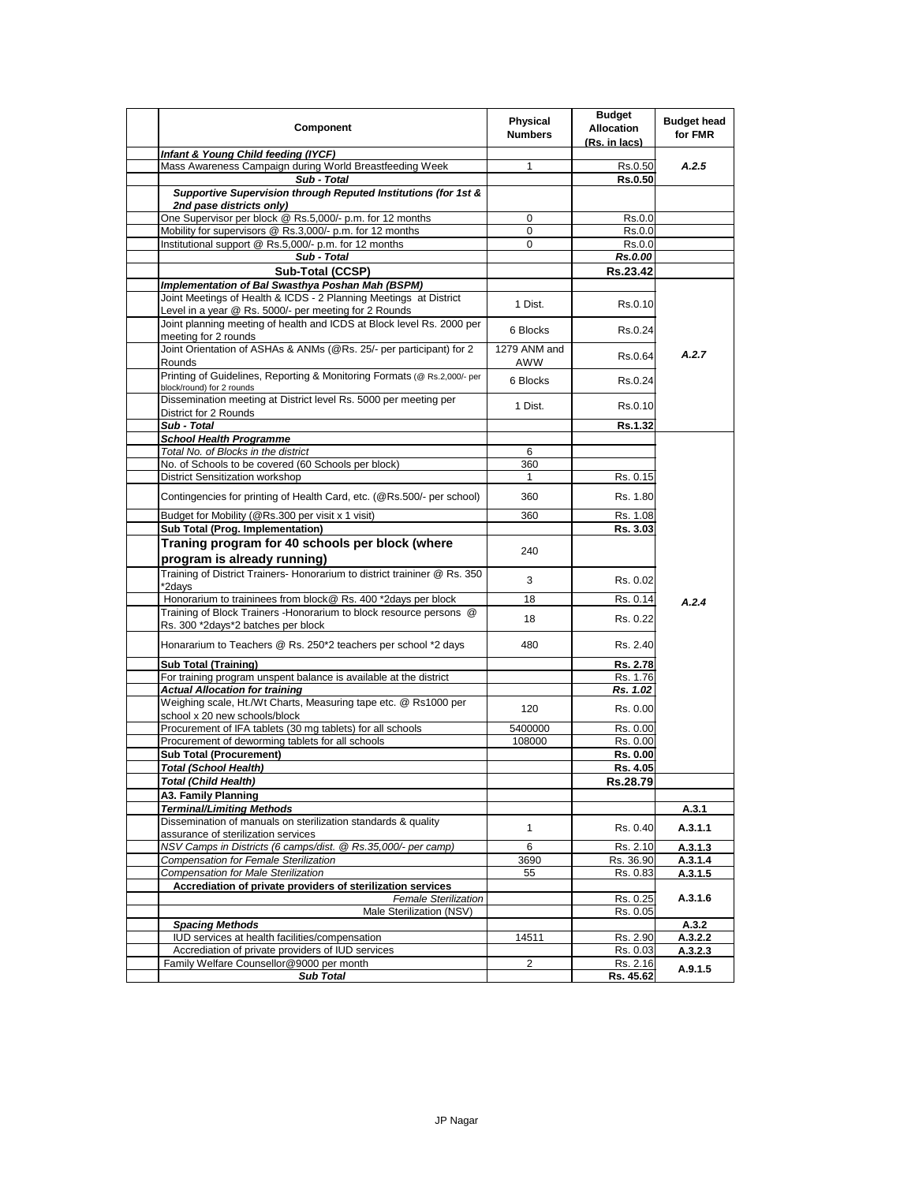| Component | Physical Numbers | Budget Allocation (Rs. in lacs) | Budget head for FMR |
|---|---|---|---|
| ***Infant & Young Child feeding (IYCF)*** | | | |
| Mass Awareness Campaign during World Breastfeeding Week | 1 | Rs.0.50 | *A.2.5* |
| ***Sub - Total*** | | **Rs.0.50** | |
| ***Supportive Supervision through Reputed Institutions (for 1st & 2nd pase districts only)*** | | | |
| One Supervisor per block @ Rs.5,000/- p.m. for 12 months | 0 | Rs.0.0 | |
| Mobility for supervisors @ Rs.3,000/- p.m. for 12 months | 0 | Rs.0.0 | |
| Institutional support @ Rs.5,000/- p.m. for 12 months | 0 | Rs.0.0 | |
| ***Sub - Total*** | | ***Rs.0.00*** | |
| **Sub-Total (CCSP)** | | **Rs.23.42** | |
| ***Implementation of Bal Swasthya Poshan Mah (BSPM)*** | | | |
| Joint Meetings of Health & ICDS - 2 Planning Meetings at District Level in a year @ Rs. 5000/- per meeting for 2 Rounds | 1 Dist. | Rs.0.10 | *A.2.7* |
| Joint planning meeting of health and ICDS at Block level Rs. 2000 per meeting for 2 rounds | 6 Blocks | Rs.0.24 | |
| Joint Orientation of ASHAs & ANMs (@Rs. 25/- per participant) for 2 Rounds | 1279 ANM and AWW | Rs.0.64 | |
| Printing of Guidelines, Reporting & Monitoring Formats (@ Rs.2,000/- per block/round) for 2 rounds | 6 Blocks | Rs.0.24 | |
| Dissemination meeting at District level Rs. 5000 per meeting per District for 2 Rounds | 1 Dist. | Rs.0.10 | |
| ***Sub - Total*** | | **Rs.1.32** | |
| ***School Health Programme*** | | | *A.2.4* |
| *Total No. of Blocks in the district* | 6 | | |
| No. of Schools to be covered (60 Schools per block) | 360 | | |
| District Sensitization workshop | 1 | Rs. 0.15 | |
| Contingencies for printing of Health Card, etc. (@Rs.500/- per school) | 360 | Rs. 1.80 | |
| Budget for Mobility (@Rs.300 per visit x 1 visit) | 360 | Rs. 1.08 | |
| **Sub Total (Prog. Implementation)** | | **Rs. 3.03** | |
| **Traning program for 40 schools per block (where program is already running)** | 240 | | |
| Training of District Trainers- Honorarium to district traininer @ Rs. 350 *2days | 3 | Rs. 0.02 | |
| Honorarium to traininees from block@ Rs. 400 *2days per block | 18 | Rs. 0.14 | |
| Training of Block Trainers -Honorarium to block resource persons @ Rs. 300 *2days*2 batches per block | 18 | Rs. 0.22 | |
| Honorarium to Teachers @ Rs. 250*2 teachers per school *2 days | 480 | Rs. 2.40 | |
| **Sub Total (Training)** | | **Rs. 2.78** | |
| For training program unspent balance is available at the district | | Rs. 1.76 | |
| ***Actual Allocation for training*** | | ***Rs. 1.02*** | |
| Weighing scale, Ht./Wt Charts, Measuring tape etc. @ Rs1000 per school x 20 new schools/block | 120 | Rs. 0.00 | |
| Procurement of IFA tablets (30 mg tablets) for all schools | 5400000 | Rs. 0.00 | |
| Procurement of deworming tablets for all schools | 108000 | Rs. 0.00 | |
| **Sub Total (Procurement)** | | **Rs. 0.00** | |
| ***Total (School Health)*** | | **Rs. 4.05** | |
| ***Total (Child Health)*** | | **Rs.28.79** | |
| **A3. Family Planning** | | | |
| ***Terminal/Limiting Methods*** | | | **A.3.1** |
| Dissemination of manuals on sterilization standards & quality assurance of sterilization services | 1 | Rs. 0.40 | **A.3.1.1** |
| *NSV Camps in Districts (6 camps/dist. @ Rs.35,000/- per camp)* | 6 | Rs. 2.10 | **A.3.1.3** |
| *Compensation for Female Sterilization* | 3690 | Rs. 36.90 | **A.3.1.4** |
| *Compensation for Male Sterilization* | 55 | Rs. 0.83 | **A.3.1.5** |
| **Accrediation of private providers of sterilization services** | | | **A.3.1.6** |
| *Female Sterilization* | | Rs. 0.25 | |
| Male Sterilization (NSV) | | Rs. 0.05 | |
| ***Spacing Methods*** | | | **A.3.2** |
| IUD services at health facilities/compensation | 14511 | Rs. 2.90 | **A.3.2.2** |
| Accrediation of private providers of IUD services | | Rs. 0.03 | **A.3.2.3** |
| Family Welfare Counsellor@9000 per month | 2 | Rs. 2.16 | **A.9.1.5** |
| ***Sub Total*** | | **Rs. 45.62** | |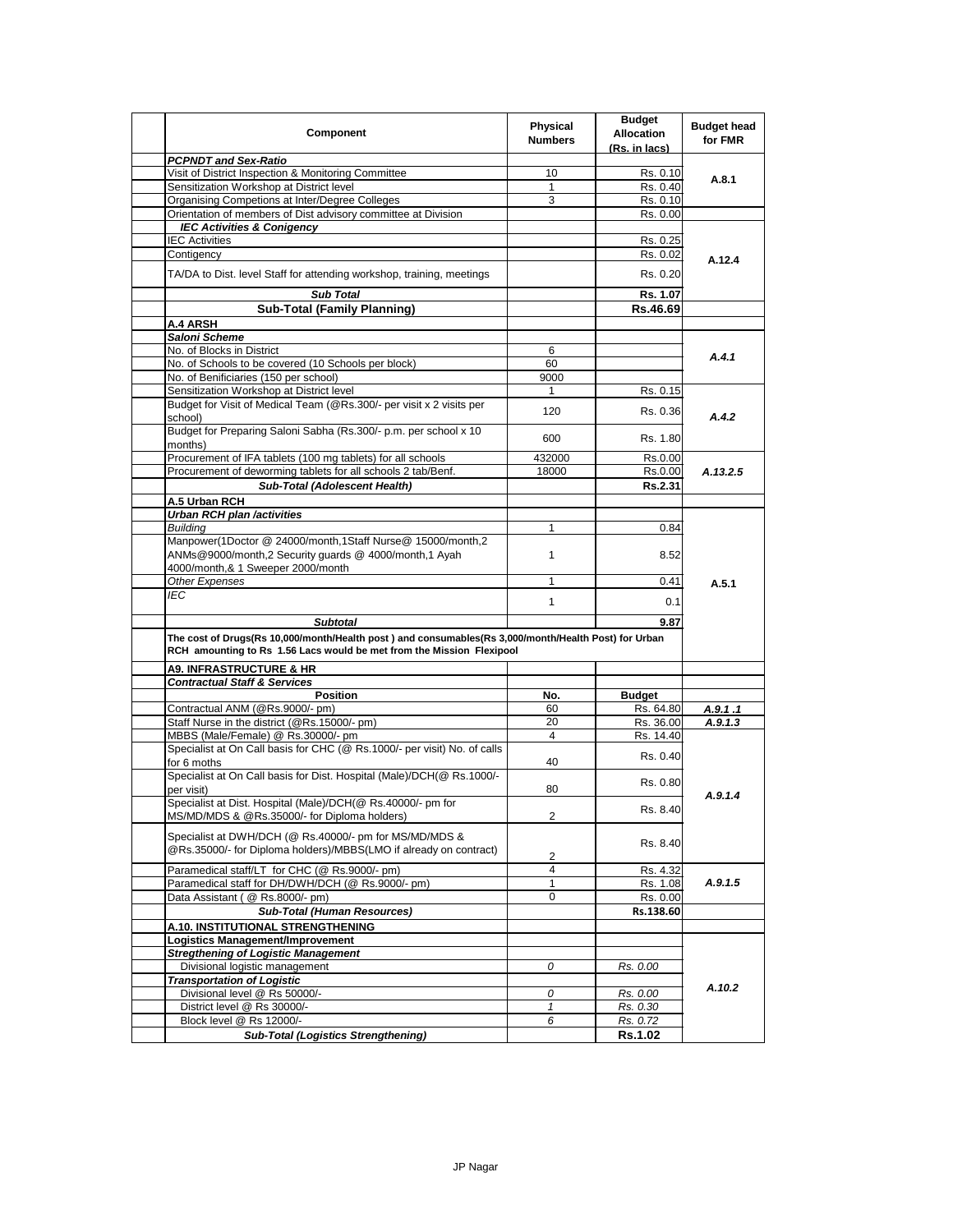| Component | Physical Numbers | Budget Allocation (Rs. in lacs) | Budget head for FMR |
|---|---|---|---|
| ***PCPNDT and Sex-Ratio*** | | | |
| Visit of District Inspection & Monitoring Committee | 10 | Rs. 0.10 | A.8.1 |
| Sensitization Workshop at District level | 1 | Rs. 0.40 | |
| Organising Competions at Inter/Degree Colleges | 3 | Rs. 0.10 | |
| Orientation of members of Dist advisory committee at Division | | Rs. 0.00 | |
| ***IEC Activities & Conigency*** | | | |
| IEC Activities | | Rs. 0.25 | A.12.4 |
| Contigency | | Rs. 0.02 | |
| TA/DA to Dist. level Staff for attending workshop, training, meetings | | Rs. 0.20 | |
| ***Sub Total*** | | **Rs. 1.07** | |
| **Sub-Total (Family Planning)** | | **Rs.46.69** | |
| **A.4 ARSH** | | | |
| ***Saloni Scheme*** | | | |
| No. of Blocks in District | 6 | | *A.4.1* |
| No. of Schools to be covered (10 Schools per block) | 60 | | |
| No. of Benificiaries (150 per school) | 9000 | | |
| Sensitization Workshop at District level | 1 | Rs. 0.15 | *A.4.2* |
| Budget for Visit of Medical Team (@Rs.300/- per visit x 2 visits per school) | 120 | Rs. 0.36 | |
| Budget for Preparing Saloni Sabha (Rs.300/- p.m. per school x 10 months) | 600 | Rs. 1.80 | |
| Procurement of IFA tablets (100 mg tablets) for all schools | 432000 | Rs.0.00 | *A.13.2.5* |
| Procurement of deworming tablets for all schools 2 tab/Benf. | 18000 | Rs.0.00 | |
| ***Sub-Total (Adolescent Health)*** | | **Rs.2.31** | |
| **A.5 Urban RCH** | | | |
| ***Urban RCH plan /activities*** | | | |
| *Building* | 1 | 0.84 | A.5.1 |
| Manpower(1Doctor @ 24000/month,1Staff Nurse@ 15000/month,2 ANMs@9000/month,2 Security guards @ 4000/month,1 Ayah 4000/month,& 1 Sweeper 2000/month | 1 | 8.52 | |
| *Other Expenses* | 1 | 0.41 | |
| *IEC* | 1 | 0.1 | |
| ***Subtotal*** | | **9.87** | |
| **The cost of Drugs(Rs 10,000/month/Health post ) and consumables(Rs 3,000/month/Health Post) for Urban RCH amounting to Rs 1.56 Lacs would be met from the Mission Flexipool** | | | |
| **A9. INFRASTRUCTURE & HR** | | | |
| ***Contractual Staff & Services*** | | | |
| **Position** | **No.** | **Budget** | |
| Contractual ANM (@Rs.9000/- pm) | 60 | Rs. 64.80 | ***A.9.1 .1*** |
| Staff Nurse in the district (@Rs.15000/- pm) | 20 | Rs. 36.00 | ***A.9.1.3*** |
| MBBS (Male/Female) @ Rs.30000/- pm | 4 | Rs. 14.40 | *A.9.1.4* |
| Specialist at On Call basis for CHC (@ Rs.1000/- per visit) No. of calls for 6 moths | 40 | Rs. 0.40 | |
| Specialist at On Call basis for Dist. Hospital (Male)/DCH(@ Rs.1000/- per visit) | 80 | Rs. 0.80 | |
| Specialist at Dist. Hospital (Male)/DCH(@ Rs.40000/- pm for MS/MD/MDS & @Rs.35000/- for Diploma holders) | 2 | Rs. 8.40 | |
| Specialist at DWH/DCH (@ Rs.40000/- pm for MS/MD/MDS & @Rs.35000/- for Diploma holders)/MBBS(LMO if already on contract) | 2 | Rs. 8.40 | |
| Paramedical staff/LT for CHC (@ Rs.9000/- pm) | 4 | Rs. 4.32 | *A.9.1.5* |
| Paramedical staff for DH/DWH/DCH (@ Rs.9000/- pm) | 1 | Rs. 1.08 | |
| Data Assistant ( @ Rs.8000/- pm) | 0 | Rs. 0.00 | |
| ***Sub-Total (Human Resources)*** | | **Rs.138.60** | |
| **A.10. INSTITUTIONAL STRENGTHENING** | | | |
| **Logistics Management/Improvement** | | | |
| ***Stregthening of Logistic Management*** | | | |
| Divisional logistic management | *0* | *Rs. 0.00* | *A.10.2* |
| ***Transportation of Logistic*** | | | |
| Divisional level @ Rs 50000/- | *0* | *Rs. 0.00* | |
| District level @ Rs 30000/- | *1* | *Rs. 0.30* | |
| Block level @ Rs 12000/- | *6* | *Rs. 0.72* | |
| ***Sub-Total (Logistics Strengthening)*** | | **Rs.1.02** | |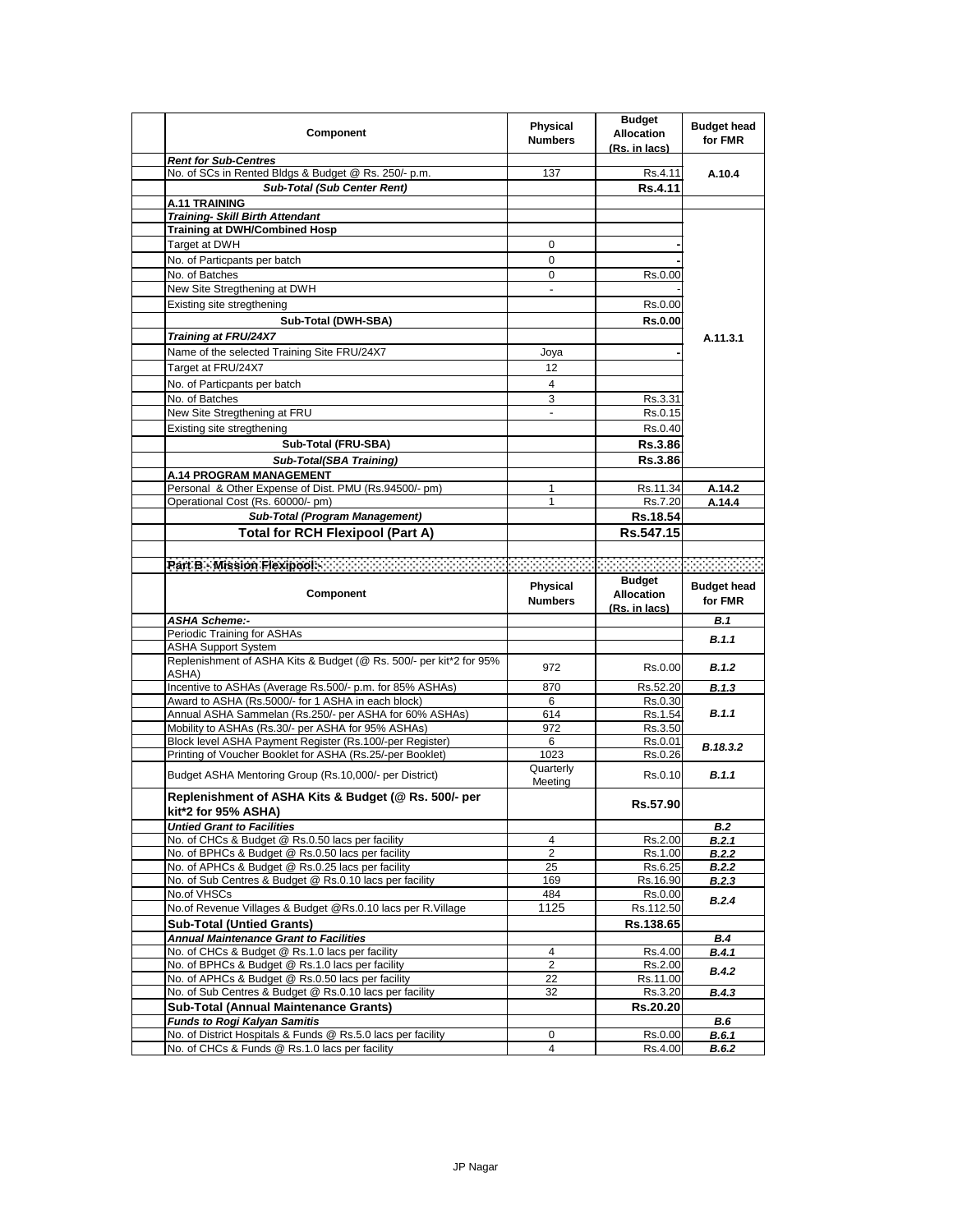| Component | Physical Numbers | Budget Allocation (Rs. in lacs) | Budget head for FMR |
|---|---|---|---|
| ***Rent for Sub-Centres*** | | | |
| No. of SCs in Rented Bldgs & Budget @ Rs. 250/- p.m. | 137 | Rs.4.11 | A.10.4 |
| ***Sub-Total (Sub Center Rent)*** | | **Rs.4.11** | |
| **A.11 TRAINING** | | | |
| ***Training- Skill Birth Attendant*** | | | A.11.3.1 |
| **Training at DWH/Combined Hosp** | | | |
| Target at DWH | 0 | - | |
| No. of Particpants per batch | 0 | - | |
| No. of Batches | 0 | Rs.0.00 | |
| New Site Stregthening at DWH | - | - | |
| Existing site stregthening | | Rs.0.00 | |
| **Sub-Total (DWH-SBA)** | | **Rs.0.00** | |
| ***Training at FRU/24X7*** | | | |
| Name of the selected Training Site FRU/24X7 | Joya | - | |
| Target at FRU/24X7 | 12 | | |
| No. of Particpants per batch | 4 | | |
| No. of Batches | 3 | Rs.3.31 | |
| New Site Stregthening at FRU | - | Rs.0.15 | |
| Existing site stregthening | | Rs.0.40 | |
| **Sub-Total (FRU-SBA)** | | **Rs.3.86** | |
| ***Sub-Total(SBA Training)*** | | **Rs.3.86** | |
| **A.14 PROGRAM MANAGEMENT** | | | |
| Personal & Other Expense of Dist. PMU (Rs.94500/- pm) | 1 | Rs.11.34 | A.14.2 |
| Operational Cost (Rs. 60000/- pm) | 1 | Rs.7.20 | A.14.4 |
| ***Sub-Total (Program Management)*** | | **Rs.18.54** | |
| **Total for RCH Flexipool (Part A)** | | **Rs.547.15** | |
| | | | |
| **Part B - Mission Flexipool:-** | | | |

| Component | Physical Numbers | Budget Allocation (Rs. in lacs) | Budget head for FMR |
|---|---|---|---|
| ***ASHA Scheme:-*** | | | ***B.1*** |
| Periodic Training for ASHAs | | | ***B.1.1*** |
| ASHA Support System | | | |
| Replenishment of ASHA Kits & Budget (@ Rs. 500/- per kit*2 for 95% ASHA) | 972 | Rs.0.00 | ***B.1.2*** |
| Incentive to ASHAs (Average Rs.500/- p.m. for 85% ASHAs) | 870 | Rs.52.20 | ***B.1.3*** |
| Award to ASHA (Rs.5000/- for 1 ASHA in each block) | 6 | Rs.0.30 | ***B.1.1*** |
| Annual ASHA Sammelan (Rs.250/- per ASHA for 60% ASHAs) | 614 | Rs.1.54 | |
| Mobility to ASHAs (Rs.30/- per ASHA for 95% ASHAs) | 972 | Rs.3.50 | |
| Block level ASHA Payment Register (Rs.100/-per Register) | 6 | Rs.0.01 | ***B.18.3.2*** |
| Printing of Voucher Booklet for ASHA (Rs.25/-per Booklet) | 1023 | Rs.0.26 | |
| Budget ASHA Mentoring Group (Rs.10,000/- per District) | Quarterly Meeting | Rs.0.10 | ***B.1.1*** |
| **Replenishment of ASHA Kits & Budget (@ Rs. 500/- per kit*2 for 95% ASHA)** | | **Rs.57.90** | |
| ***Untied Grant to Facilities*** | | | ***B.2*** |
| No. of CHCs & Budget @ Rs.0.50 lacs per facility | 4 | Rs.2.00 | ***B.2.1*** |
| No. of BPHCs & Budget @ Rs.0.50 lacs per facility | 2 | Rs.1.00 | ***B.2.2*** |
| No. of APHCs & Budget @ Rs.0.25 lacs per facility | 25 | Rs.6.25 | ***B.2.2*** |
| No. of Sub Centres & Budget @ Rs.0.10 lacs per facility | 169 | Rs.16.90 | ***B.2.3*** |
| No.of VHSCs | 484 | Rs.0.00 | ***B.2.4*** |
| No.of Revenue Villages & Budget @Rs.0.10 lacs per R.Village | 1125 | Rs.112.50 | |
| **Sub-Total (Untied Grants)** | | **Rs.138.65** | |
| ***Annual Maintenance Grant to Facilities*** | | | ***B.4*** |
| No. of CHCs & Budget @ Rs.1.0 lacs per facility | 4 | Rs.4.00 | ***B.4.1*** |
| No. of BPHCs & Budget @ Rs.1.0 lacs per facility | 2 | Rs.2.00 | ***B.4.2*** |
| No. of APHCs & Budget @ Rs.0.50 lacs per facility | 22 | Rs.11.00 | |
| No. of Sub Centres & Budget @ Rs.0.10 lacs per facility | 32 | Rs.3.20 | ***B.4.3*** |
| **Sub-Total (Annual Maintenance Grants)** | | **Rs.20.20** | |
| ***Funds to Rogi Kalyan Samitis*** | | | ***B.6*** |
| No. of District Hospitals & Funds @ Rs.5.0 lacs per facility | 0 | Rs.0.00 | ***B.6.1*** |
| No. of CHCs & Funds @ Rs.1.0 lacs per facility | 4 | Rs.4.00 | ***B.6.2*** |

JP Nagar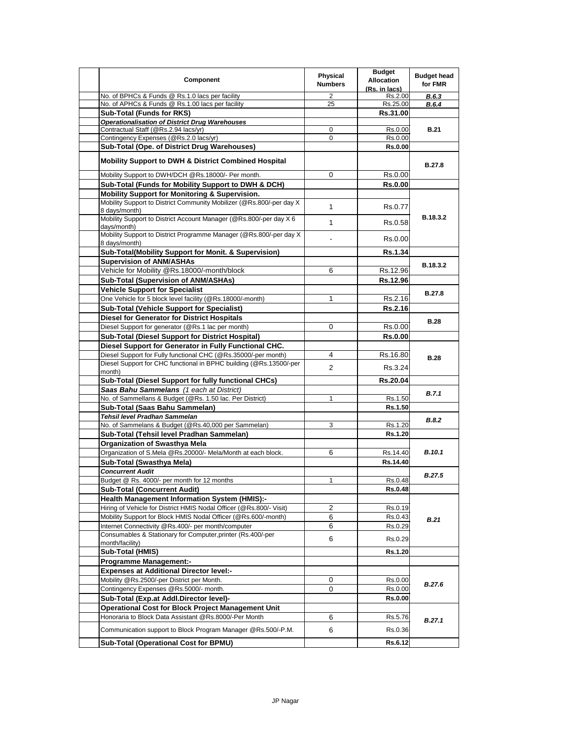| Component | Physical Numbers | Budget Allocation (Rs. in lacs) | Budget head for FMR |
|---|---|---|---|
| No. of BPHCs & Funds @ Rs.1.0 lacs per facility | 2 | Rs.2.00 | *B.6.3* |
| No. of APHCs & Funds @ Rs.1.00 lacs per facility | 25 | Rs.25.00 | *B.6.4* |
| **Sub-Total (Funds for RKS)** | | **Rs.31.00** | |
| ***Operationalisation of District Drug Warehouses*** | | | |
| Contractual Staff (@Rs.2.94 lacs/yr) | 0 | Rs.0.00 | **B.21** |
| Contingency Expenses (@Rs.2.0 lacs/yr) | 0 | Rs.0.00 | |
| **Sub-Total (Ope. of District Drug Warehouses)** | | **Rs.0.00** | |
| **Mobility Support to DWH & District Combined Hospital** | | | **B.27.8** |
| Mobility Support to DWH/DCH @Rs.18000/- Per month. | 0 | Rs.0.00 | |
| **Sub-Total (Funds for Mobility Support to DWH & DCH)** | | **Rs.0.00** | |
| **Mobility Support for Monitoring & Supervision.** | | | |
| Mobility Support to District Community Mobilizer (@Rs.800/-per day X 8 days/month) | 1 | Rs.0.77 | **B.18.3.2** |
| Mobility Support to District Account Manager (@Rs.800/-per day X 6 days/month) | 1 | Rs.0.58 | |
| Mobility Support to District Programme Manager (@Rs.800/-per day X 8 days/month) | - | Rs.0.00 | |
| **Sub-Total(Mobility Support for Monit. & Supervision)** | | **Rs.1.34** | |
| **Supervision of ANM/ASHAs** | | | **B.18.3.2** |
| Vehicle for Mobility @Rs.18000/-month/block | 6 | Rs.12.96 | |
| **Sub-Total (Supervision of ANM/ASHAs)** | | **Rs.12.96** | |
| **Vehicle Support for Specialist** | | | **B.27.8** |
| One Vehicle for 5 block level facility (@Rs.18000/-month) | 1 | Rs.2.16 | |
| **Sub-Total (Vehicle Support for Specialist)** | | **Rs.2.16** | |
| **Diesel for Generator for District Hospitals** | | | **B.28** |
| Diesel Support for generator (@Rs.1 lac per month) | 0 | Rs.0.00 | |
| **Sub-Total (Diesel Support for District Hospital)** | | **Rs.0.00** | |
| **Diesel Support for Generator in Fully Functional CHC.** | | | |
| Diesel Support for Fully functional CHC (@Rs.35000/-per month) | 4 | Rs.16.80 | **B.28** |
| Diesel Support for CHC functional in BPHC building (@Rs.13500/-per month) | 2 | Rs.3.24 | |
| **Sub-Total (Diesel Support for fully functional CHCs)** | | **Rs.20.04** | |
| ***Saas Bahu Sammelans** (1 each at District)* | | | *B.7.1* |
| No. of Sammellans & Budget (@Rs. 1.50 lac. Per District) | 1 | Rs.1.50 | |
| **Sub-Total (Saas Bahu Sammelan)** | | **Rs.1.50** | |
| ***Tehsil level Pradhan Sammelan*** | | | *B.8.2* |
| No. of Sammelans & Budget (@Rs.40,000 per Sammelan) | 3 | Rs.1.20 | |
| **Sub-Total (Tehsil level Pradhan Sammelan)** | | **Rs.1.20** | |
| **Organization of Swasthya Mela** | | | |
| Organization of S.Mela @Rs.20000/- Mela/Month at each block. | 6 | Rs.14.40 | *B.10.1* |
| **Sub-Total (Swasthya Mela)** | | **Rs.14.40** | |
| ***Concurrent Audit*** | | | *B.27.5* |
| Budget @ Rs. 4000/- per month for 12 months | 1 | Rs.0.48 | |
| **Sub-Total (Concurrent Audit)** | | **Rs.0.48** | |
| **Health Management Information System (HMIS):-** | | | |
| Hiring of Vehicle for District HMIS Nodal Officer (@Rs.800/- Visit) | 2 | Rs.0.19 | *B.21* |
| Mobility Support for Block HMIS Nodal Officer (@Rs.600/-month) | 6 | Rs.0.43 | |
| Internet Connectivity @Rs.400/- per month/computer | 6 | Rs.0.29 | |
| Consumables & Stationary for Computer,printer (Rs.400/-per month/facility) | 6 | Rs.0.29 | |
| **Sub-Total (HMIS)** | | **Rs.1.20** | |
| **Programme Management:-** | | | |
| **Expenses at Additional Director level:-** | | | |
| Mobility @Rs.2500/-per District per Month. | 0 | Rs.0.00 | *B.27.6* |
| Contingency Expenses @Rs.5000/- month. | 0 | Rs.0.00 | |
| **Sub-Total (Exp.at Addl.Director level)-** | | **Rs.0.00** | |
| **Operational Cost for Block Project Management Unit** | | | |
| Honoraria to Block Data Assistant @Rs.8000/-Per Month | 6 | Rs.5.76 | *B.27.1* |
| Communication support to Block Program Manager @Rs.500/-P.M. | 6 | Rs.0.36 | |
| **Sub-Total (Operational Cost for BPMU)** | | **Rs.6.12** | |

JP Nagar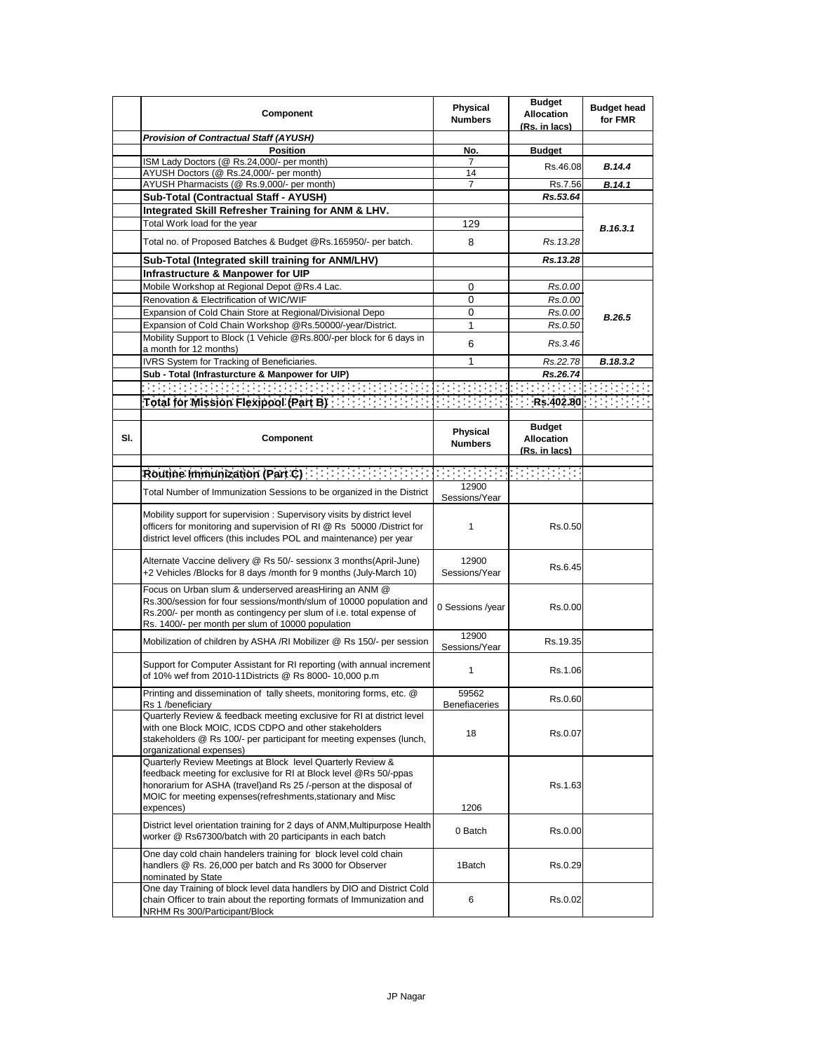| | Component | Physical Numbers | Budget Allocation (Rs. in lacs) | Budget head for FMR |
|---|---|---|---|---|
| | ***Provision of Contractual Staff (AYUSH)*** | | | |
| | **Position** | **No.** | **Budget** | |
| | ISM Lady Doctors (@ Rs.24,000/- per month) | 7 | Rs.46.08 | ***B.14.4*** |
| | AYUSH Doctors (@ Rs.24,000/- per month) | 14 | | |
| | AYUSH Pharmacists (@ Rs.9,000/- per month) | 7 | Rs.7.56 | ***B.14.1*** |
| | **Sub-Total (Contractual Staff - AYUSH)** | | ***Rs.53.64*** | |
| | **Integrated Skill Refresher Training for ANM & LHV.** | | | |
| | Total Work load for the year | 129 | | ***B.16.3.1*** |
| | Total no. of Proposed Batches & Budget @Rs.165950/- per batch. | 8 | *Rs.13.28* | |
| | **Sub-Total (Integrated skill training for ANM/LHV)** | | ***Rs.13.28*** | |
| | **Infrastructure & Manpower for UIP** | | | |
| | Mobile Workshop at Regional Depot @Rs.4 Lac. | 0 | *Rs.0.00* | ***B.26.5*** |
| | Renovation & Electrification of WIC/WIF | 0 | *Rs.0.00* | |
| | Expansion of Cold Chain Store at Regional/Divisional Depo | 0 | *Rs.0.00* | |
| | Expansion of Cold Chain Workshop @Rs.50000/-year/District. | 1 | *Rs.0.50* | |
| | Mobility Support to Block (1 Vehicle @Rs.800/-per block for 6 days in a month for 12 months) | 6 | *Rs.3.46* | |
| | IVRS System for Tracking of Beneficiaries. | 1 | *Rs.22.78* | ***B.18.3.2*** |
| | **Sub - Total (Infrasturcture & Manpower for UIP)** | | ***Rs.26.74*** | |
| | | | | |
| | **Total for Mission Flexipool (Part B)** | | **Rs.402.80** | |

| Sl. | Component | Physical Numbers | Budget Allocation (Rs. in lacs) | |
|---|---|---|---|---|
| | **Routine Immunization (Part C)** | | | |
| | Total Number of Immunization Sessions to be organized in the District | 12900 Sessions/Year | | |
| | Mobility support for supervision : Supervisory visits by district level officers for monitoring and supervision of RI @ Rs 50000 /District for district level officers (this includes POL and maintenance) per year | 1 | Rs.0.50 | |
| | Alternate Vaccine delivery @ Rs 50/- sessionx 3 months(April-June) +2 Vehicles /Blocks for 8 days /month for 9 months (July-March 10) | 12900 Sessions/Year | Rs.6.45 | |
| | Focus on Urban slum & underserved areasHiring an ANM @ Rs.300/session for four sessions/month/slum of 10000 population and Rs.200/- per month as contingency per slum of i.e. total expense of Rs. 1400/- per month per slum of 10000 population | 0 Sessions /year | Rs.0.00 | |
| | Mobilization of children by ASHA /RI Mobilizer @ Rs 150/- per session | 12900 Sessions/Year | Rs.19.35 | |
| | Support for Computer Assistant for RI reporting (with annual increment of 10% wef from 2010-11Districts @ Rs 8000- 10,000 p.m | 1 | Rs.1.06 | |
| | Printing and dissemination of tally sheets, monitoring forms, etc. @ Rs 1 /beneficiary | 59562 Benefiaceries | Rs.0.60 | |
| | Quarterly Review & feedback meeting exclusive for RI at district level with one Block MOIC, ICDS CDPO and other stakeholders stakeholders @ Rs 100/- per participant for meeting expenses (lunch, organizational expenses) | 18 | Rs.0.07 | |
| | Quarterly Review Meetings at Block level Quarterly Review & feedback meeting for exclusive for RI at Block level @Rs 50/-ppas honorarium for ASHA (travel)and Rs 25 /-person at the disposal of MOIC for meeting expenses(refreshments,stationary and Misc expences) | 1206 | Rs.1.63 | |
| | District level orientation training for 2 days of ANM,Multipurpose Health worker @ Rs67300/batch with 20 participants in each batch | 0 Batch | Rs.0.00 | |
| | One day cold chain handelers training for block level cold chain handlers @ Rs. 26,000 per batch and Rs 3000 for Observer nominated by State | 1Batch | Rs.0.29 | |
| | One day Training of block level data handlers by DIO and District Cold chain Officer to train about the reporting formats of Immunization and NRHM Rs 300/Participant/Block | 6 | Rs.0.02 | |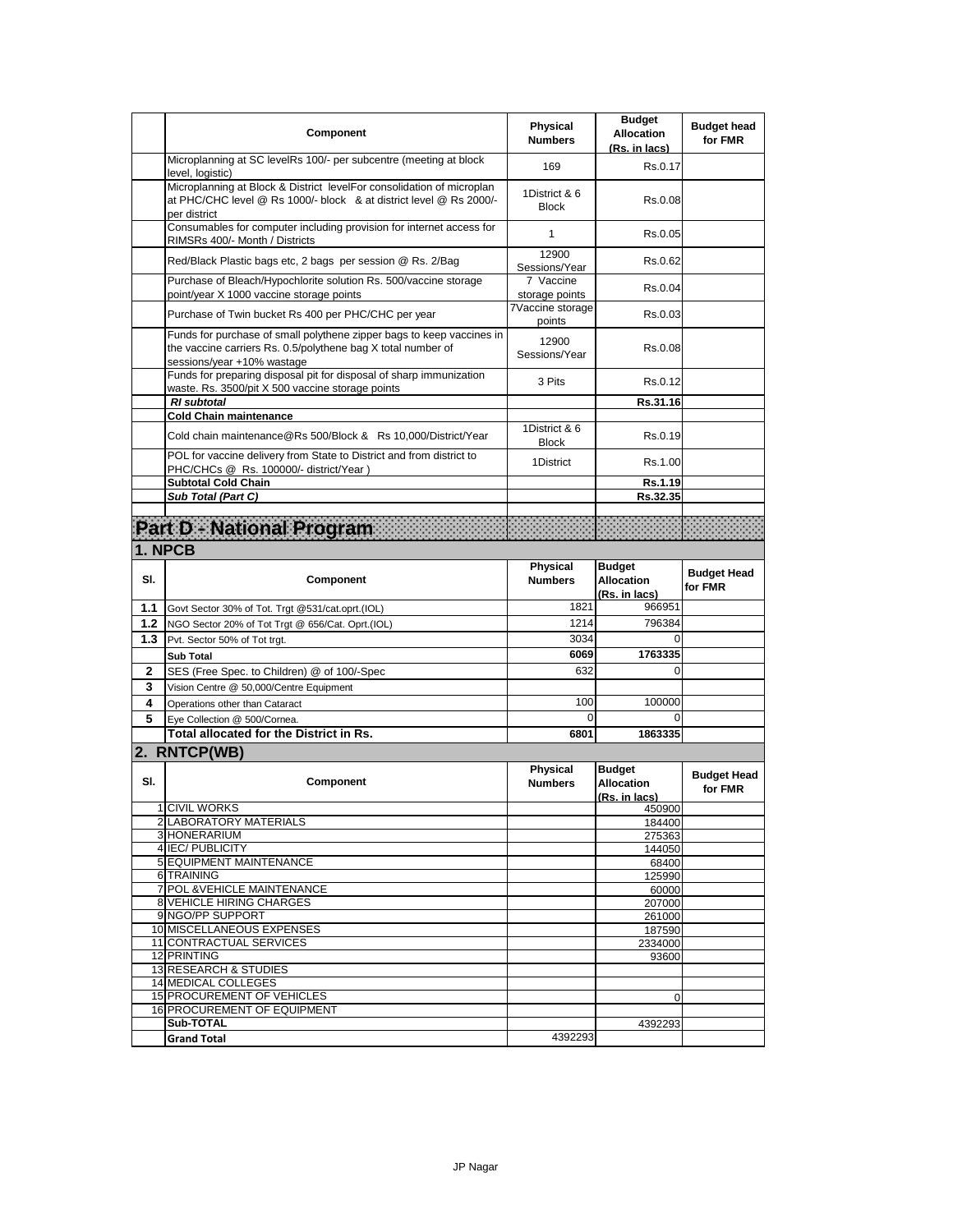|  | Component | Physical Numbers | Budget Allocation (Rs. in lacs) | Budget head for FMR |
|---|---|---|---|---|
|  | Microplanning at SC levelRs 100/- per subcentre (meeting at block level, logistic) | 169 | Rs.0.17 |  |
|  | Microplanning at Block & District levelFor consolidation of microplan at PHC/CHC level @ Rs 1000/- block & at district level @ Rs 2000/- per district | 1District & 6 Block | Rs.0.08 |  |
|  | Consumables for computer including provision for internet access for RIMSRs 400/- Month / Districts | 1 | Rs.0.05 |  |
|  | Red/Black Plastic bags etc, 2 bags per session @ Rs. 2/Bag | 12900 Sessions/Year | Rs.0.62 |  |
|  | Purchase of Bleach/Hypochlorite solution Rs. 500/vaccine storage point/year X 1000 vaccine storage points | 7 Vaccine storage points | Rs.0.04 |  |
|  | Purchase of Twin bucket Rs 400 per PHC/CHC per year | 7Vaccine storage points | Rs.0.03 |  |
|  | Funds for purchase of small polythene zipper bags to keep vaccines in the vaccine carriers Rs. 0.5/polythene bag X total number of sessions/year +10% wastage | 12900 Sessions/Year | Rs.0.08 |  |
|  | Funds for preparing disposal pit for disposal of sharp immunization waste. Rs. 3500/pit X 500 vaccine storage points | 3 Pits | Rs.0.12 |  |
|  | ***RI subtotal*** |  | **Rs.31.16** |  |
|  | **Cold Chain maintenance** |  |  |  |
|  | Cold chain maintenance@Rs 500/Block & Rs 10,000/District/Year | 1District & 6 Block | Rs.0.19 |  |
|  | POL for vaccine delivery from State to District and from district to PHC/CHCs @ Rs. 100000/- district/Year ) | 1District | Rs.1.00 |  |
|  | **Subtotal Cold Chain** |  | **Rs.1.19** |  |
|  | ***Sub Total (Part C)*** |  | **Rs.32.35** |  |

# Part D - National Program

## 1. NPCB

| Sl. | Component | Physical Numbers | Budget Allocation (Rs. in lacs) | Budget Head for FMR |
|---|---|---|---|---|
| **1.1** | Govt Sector 30% of Tot. Trgt @531/cat.oprt.(IOL) | 1821 | 966951 |  |
| **1.2** | NGO Sector 20% of Tot Trgt @ 656/Cat. Oprt.(IOL) | 1214 | 796384 |  |
| **1.3** | Pvt. Sector 50% of Tot trgt. | 3034 | 0 |  |
|  | **Sub Total** | **6069** | **1763335** |  |
| **2** | SES (Free Spec. to Children) @ of 100/-Spec | 632 | 0 |  |
| **3** | Vision Centre @ 50,000/Centre Equipment |  |  |  |
| **4** | Operations other than Cataract | 100 | 100000 |  |
| **5** | Eye Collection @ 500/Cornea. | 0 | 0 |  |
|  | **Total allocated for the District in Rs.** | **6801** | **1863335** |  |

## 2. RNTCP(WB)

| Sl. | Component | Physical Numbers | Budget Allocation (Rs. in lacs) | Budget Head for FMR |
|---|---|---|---|---|
| 1 | CIVIL WORKS |  | 450900 |  |
| 2 | LABORATORY MATERIALS |  | 184400 |  |
| 3 | HONERARIUM |  | 275363 |  |
| 4 | IEC/ PUBLICITY |  | 144050 |  |
| 5 | EQUIPMENT MAINTENANCE |  | 68400 |  |
| 6 | TRAINING |  | 125990 |  |
| 7 | POL &VEHICLE MAINTENANCE |  | 60000 |  |
| 8 | VEHICLE HIRING CHARGES |  | 207000 |  |
| 9 | NGO/PP SUPPORT |  | 261000 |  |
| 10 | MISCELLANEOUS EXPENSES |  | 187590 |  |
| 11 | CONTRACTUAL SERVICES |  | 2334000 |  |
| 12 | PRINTING |  | 93600 |  |
| 13 | RESEARCH & STUDIES |  |  |  |
| 14 | MEDICAL COLLEGES |  |  |  |
| 15 | PROCUREMENT OF VEHICLES |  | 0 |  |
| 16 | PROCUREMENT OF EQUIPMENT |  |  |  |
|  | **Sub-TOTAL** |  | 4392293 |  |
|  | **Grand Total** | 4392293 |  |  |

JP Nagar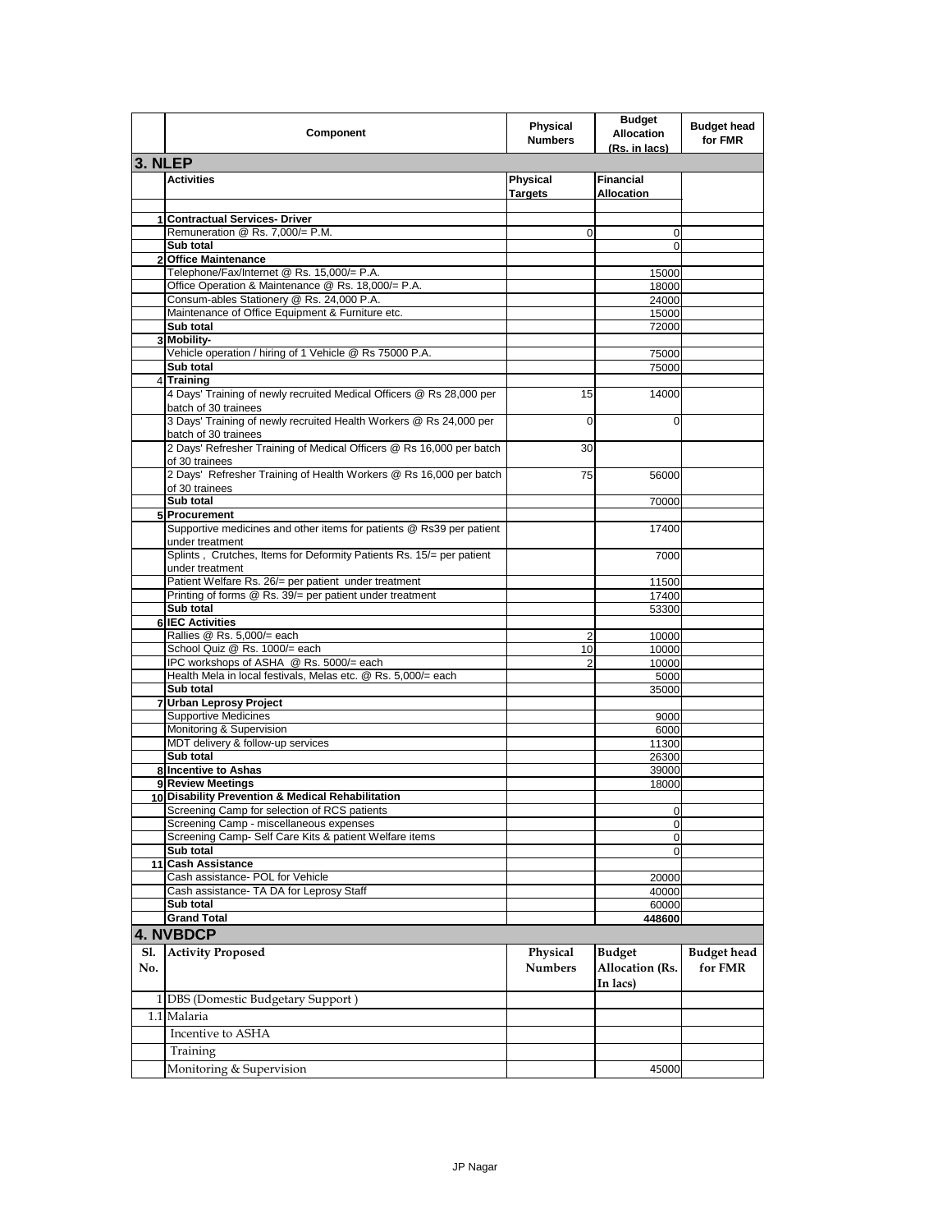|  | Component | Physical Numbers | Budget Allocation (Rs. in lacs) | Budget head for FMR |
|---|---|---|---|---|
| **3. NLEP** |  |  |  |  |
|  | **Activities** | **Physical Targets** | **Financial Allocation** |  |
| 1 | **Contractual Services- Driver** |  |  |  |
|  | Remuneration @ Rs. 7,000/= P.M. | 0 | 0 |  |
|  | **Sub total** |  | 0 |  |
| 2 | **Office Maintenance** |  |  |  |
|  | Telephone/Fax/Internet @ Rs. 15,000/= P.A. |  | 15000 |  |
|  | Office Operation & Maintenance @ Rs. 18,000/= P.A. |  | 18000 |  |
|  | Consum-ables Stationery @ Rs. 24,000 P.A. |  | 24000 |  |
|  | Maintenance of Office Equipment & Furniture etc. |  | 15000 |  |
|  | **Sub total** |  | 72000 |  |
| 3 | **Mobility-** |  |  |  |
|  | Vehicle operation / hiring of 1 Vehicle @ Rs 75000 P.A. |  | 75000 |  |
|  | **Sub total** |  | 75000 |  |
| 4 | **Training** |  |  |  |
|  | 4 Days' Training of newly recruited Medical Officers @ Rs 28,000 per batch of 30 trainees | 15 | 14000 |  |
|  | 3 Days' Training of newly recruited Health Workers @ Rs 24,000 per batch of 30 trainees | 0 | 0 |  |
|  | 2 Days' Refresher Training of Medical Officers @ Rs 16,000 per batch of 30 trainees | 30 |  |  |
|  | 2 Days' Refresher Training of Health Workers @ Rs 16,000 per batch of 30 trainees | 75 | 56000 |  |
|  | **Sub total** |  | 70000 |  |
| 5 | **Procurement** |  |  |  |
|  | Supportive medicines and other items for patients @ Rs39 per patient under treatment |  | 17400 |  |
|  | Splints , Crutches, Items for Deformity Patients Rs. 15/= per patient under treatment |  | 7000 |  |
|  | Patient Welfare Rs. 26/= per patient under treatment |  | 11500 |  |
|  | Printing of forms @ Rs. 39/= per patient under treatment |  | 17400 |  |
|  | **Sub total** |  | 53300 |  |
| 6 | **IEC Activities** |  |  |  |
|  | Rallies @ Rs. 5,000/= each | 2 | 10000 |  |
|  | School Quiz @ Rs. 1000/= each | 10 | 10000 |  |
|  | IPC workshops of ASHA @ Rs. 5000/= each | 2 | 10000 |  |
|  | Health Mela in local festivals, Melas etc. @ Rs. 5,000/= each |  | 5000 |  |
|  | **Sub total** |  | 35000 |  |
| 7 | **Urban Leprosy Project** |  |  |  |
|  | Supportive Medicines |  | 9000 |  |
|  | Monitoring & Supervision |  | 6000 |  |
|  | MDT delivery & follow-up services |  | 11300 |  |
|  | **Sub total** |  | 26300 |  |
| 8 | **Incentive to Ashas** |  | 39000 |  |
| 9 | **Review Meetings** |  | 18000 |  |
| 10 | **Disability Prevention & Medical Rehabilitation** |  |  |  |
|  | Screening Camp for selection of RCS patients |  | 0 |  |
|  | Screening Camp - miscellaneous expenses |  | 0 |  |
|  | Screening Camp- Self Care Kits & patient Welfare items |  | 0 |  |
|  | **Sub total** |  | 0 |  |
| 11 | **Cash Assistance** |  |  |  |
|  | Cash assistance- POL for Vehicle |  | 20000 |  |
|  | Cash assistance- TA DA for Leprosy Staff |  | 40000 |  |
|  | **Sub total** |  | 60000 |  |
|  | **Grand Total** |  | **448600** |  |
| **4. NVBDCP** |  |  |  |  |
| **Sl. No.** | **Activity Proposed** | **Physical Numbers** | **Budget Allocation (Rs. In lacs)** | **Budget head for FMR** |
| 1 | DBS (Domestic Budgetary Support ) |  |  |  |
| 1.1 | Malaria |  |  |  |
|  | Incentive to ASHA |  |  |  |
|  | Training |  |  |  |
|  | Monitoring & Supervision |  | 45000 |  |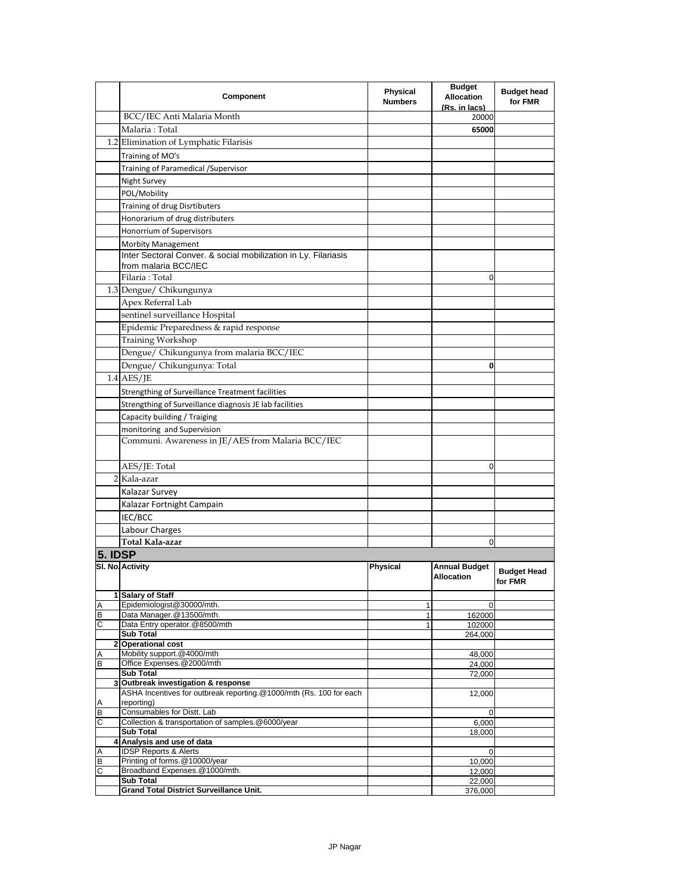| | Component | Physical Numbers | Budget Allocation (Rs. in lacs) | Budget head for FMR |
|---|---|---|---|---|
| | BCC/IEC Anti Malaria Month | | 20000 | |
| | Malaria : Total | | **65000** | |
| 1.2 | Elimination of Lymphatic Filarisis | | | |
| | Training of MO's | | | |
| | Training of Paramedical /Supervisor | | | |
| | Night Survey | | | |
| | POL/Mobility | | | |
| | Training of drug Disrtibuters | | | |
| | Honorarium of drug distributers | | | |
| | Honorrium of Supervisors | | | |
| | Morbity Management | | | |
| | Inter Sectoral Conver. & social mobilization in Ly. Filariasis from malaria BCC/IEC | | | |
| | Filaria : Total | | 0 | |
| 1.3 | Dengue/ Chikungunya | | | |
| | Apex Referral Lab | | | |
| | sentinel surveillance Hospital | | | |
| | Epidemic Preparedness & rapid response | | | |
| | Training Workshop | | | |
| | Dengue/ Chikungunya from malaria BCC/IEC | | | |
| | Dengue/ Chikungunya: Total | | **0** | |
| 1.4 | AES/JE | | | |
| | Strengthing of Surveillance Treatment facilities | | | |
| | Strengthing of Surveillance diagnosis JE lab facilities | | | |
| | Capacity building / Traiging | | | |
| | monitoring and Supervision | | | |
| | Communi. Awareness in JE/AES from Malaria BCC/IEC | | | |
| | AES/JE: Total | | 0 | |
| 2 | Kala-azar | | | |
| | Kalazar Survey | | | |
| | Kalazar Fortnight Campain | | | |
| | IEC/BCC | | | |
| | Labour Charges | | | |
| | **Total Kala-azar** | | 0 | |

## 5. IDSP

| Sl. No. | Activity | Physical | Annual Budget Allocation | Budget Head for FMR |
|---|---|---|---|---|
| 1 | **Salary of Staff** | | | |
| A | Epidemiologist@30000/mth. | 1 | 0 | |
| B | Data Manager.@13500/mth. | 1 | 162000 | |
| C | Data Entry operator.@8500/mth | 1 | 102000 | |
| | **Sub Total** | | 264,000 | |
| 2 | **Operational cost** | | | |
| A | Mobility support.@4000/mth | | 48,000 | |
| B | Office Expenses.@2000/mth | | 24,000 | |
| | **Sub Total** | | 72,000 | |
| 3 | **Outbreak investigation & response** | | | |
| A | ASHA Incentives for outbreak reporting.@1000/mth (Rs. 100 for each reporting) | | 12,000 | |
| B | Consumables for Distt. Lab | | 0 | |
| C | Collection & transportation of samples.@6000/year | | 6,000 | |
| | **Sub Total** | | 18,000 | |
| 4 | **Analysis and use of data** | | | |
| A | IDSP Reports & Alerts | | 0 | |
| B | Printing of forms.@10000/year | | 10,000 | |
| C | Broadband Expenses.@1000/mth. | | 12,000 | |
| | **Sub Total** | | 22,000 | |
| | **Grand Total District Surveillance Unit.** | | 376,000 | |